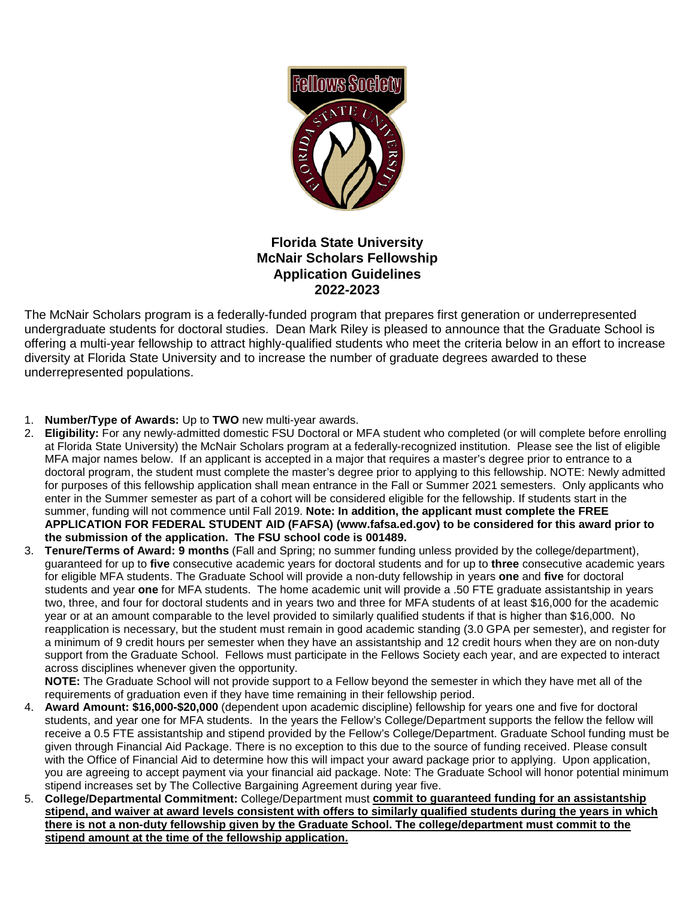# Florida State University
## McNair Scholars Fellowship
## Application Guidelines
## 2022-2023

The McNair Scholars program is a federally-funded program that prepares first generation or underrepresented undergraduate students for doctoral studies. Dean Mark Riley is pleased to announce that the Graduate School is offering a multi-year fellowship to attract highly-qualified students who meet the criteria below in an effort to increase diversity at Florida State University and to increase the number of graduate degrees awarded to these underrepresented populations.

1. **Number/Type of Awards:** Up to **TWO** new multi-year awards.
2. **Eligibility:** For any newly-admitted domestic FSU Doctoral or MFA student who completed (or will complete before enrolling at Florida State University) the McNair Scholars program at a federally-recognized institution. Please see the list of eligible MFA major names below. If an applicant is accepted in a major that requires a master's degree prior to entrance to a doctoral program, the student must complete the master's degree prior to applying to this fellowship. NOTE: Newly admitted for purposes of this fellowship application shall mean entrance in the Fall or Summer 2021 semesters. Only applicants who enter in the Summer semester as part of a cohort will be considered eligible for the fellowship. If students start in the summer, funding will not commence until Fall 2019. **Note: In addition, the applicant must complete the FREE APPLICATION FOR FEDERAL STUDENT AID (FAFSA) (www.fafsa.ed.gov) to be considered for this award prior to the submission of the application. The FSU school code is 001489.**
3. **Tenure/Terms of Award: 9 months** (Fall and Spring; no summer funding unless provided by the college/department), guaranteed for up to **five** consecutive academic years for doctoral students and for up to **three** consecutive academic years for eligible MFA students. The Graduate School will provide a non-duty fellowship in years **one** and **five** for doctoral students and year **one** for MFA students. The home academic unit will provide a .50 FTE graduate assistantship in years two, three, and four for doctoral students and in years two and three for MFA students of at least $16,000 for the academic year or at an amount comparable to the level provided to similarly qualified students if that is higher than $16,000. No reapplication is necessary, but the student must remain in good academic standing (3.0 GPA per semester), and register for a minimum of 9 credit hours per semester when they have an assistantship and 12 credit hours when they are on non-duty support from the Graduate School. Fellows must participate in the Fellows Society each year, and are expected to interact across disciplines whenever given the opportunity.

   **NOTE:** The Graduate School will not provide support to a Fellow beyond the semester in which they have met all of the requirements of graduation even if they have time remaining in their fellowship period.
4. **Award Amount: $16,000-$20,000** (dependent upon academic discipline) fellowship for years one and five for doctoral students, and year one for MFA students. In the years the Fellow's College/Department supports the fellow the fellow will receive a 0.5 FTE assistantship and stipend provided by the Fellow's College/Department. Graduate School funding must be given through Financial Aid Package. There is no exception to this due to the source of funding received. Please consult with the Office of Financial Aid to determine how this will impact your award package prior to applying. Upon application, you are agreeing to accept payment via your financial aid package. Note: The Graduate School will honor potential minimum stipend increases set by The Collective Bargaining Agreement during year five.
5. **College/Departmental Commitment:** College/Department must **commit to guaranteed funding for an assistantship stipend, and waiver at award levels consistent with offers to similarly qualified students during the years in which there is not a non-duty fellowship given by the Graduate School. The college/department must commit to the stipend amount at the time of the fellowship application.**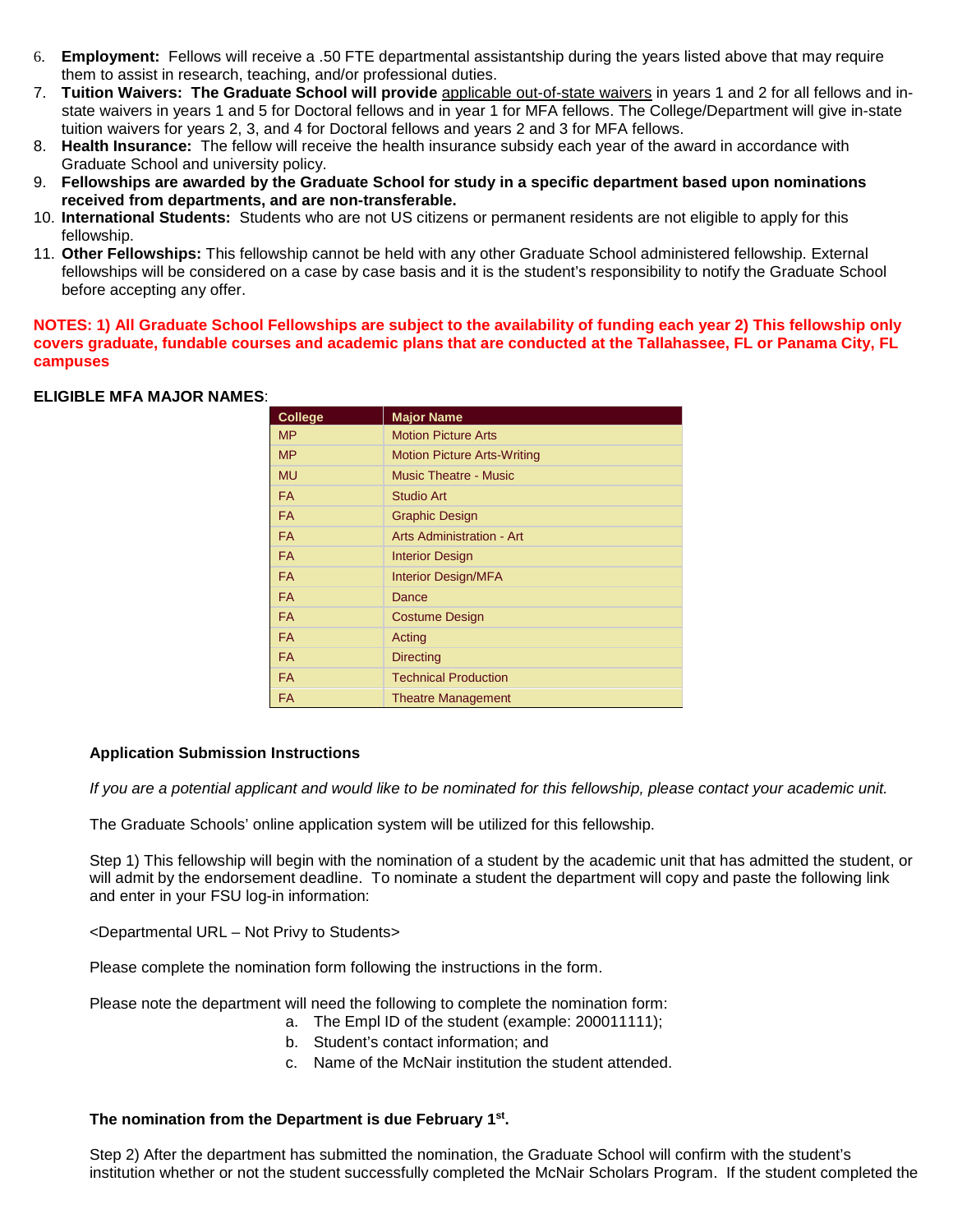6. **Employment:** Fellows will receive a .50 FTE departmental assistantship during the years listed above that may require them to assist in research, teaching, and/or professional duties.
7. **Tuition Waivers: The Graduate School will provide** applicable out-of-state waivers in years 1 and 2 for all fellows and in-state waivers in years 1 and 5 for Doctoral fellows and in year 1 for MFA fellows. The College/Department will give in-state tuition waivers for years 2, 3, and 4 for Doctoral fellows and years 2 and 3 for MFA fellows.
8. **Health Insurance:** The fellow will receive the health insurance subsidy each year of the award in accordance with Graduate School and university policy.
9. **Fellowships are awarded by the Graduate School for study in a specific department based upon nominations received from departments, and are non-transferable.**
10. **International Students:** Students who are not US citizens or permanent residents are not eligible to apply for this fellowship.
11. **Other Fellowships:** This fellowship cannot be held with any other Graduate School administered fellowship. External fellowships will be considered on a case by case basis and it is the student's responsibility to notify the Graduate School before accepting any offer.

**NOTES: 1) All Graduate School Fellowships are subject to the availability of funding each year 2) This fellowship only covers graduate, fundable courses and academic plans that are conducted at the Tallahassee, FL or Panama City, FL campuses**

**ELIGIBLE MFA MAJOR NAMES**:

| College | Major Name |
|---|---|
| MP | Motion Picture Arts |
| MP | Motion Picture Arts-Writing |
| MU | Music Theatre - Music |
| FA | Studio Art |
| FA | Graphic Design |
| FA | Arts Administration - Art |
| FA | Interior Design |
| FA | Interior Design/MFA |
| FA | Dance |
| FA | Costume Design |
| FA | Acting |
| FA | Directing |
| FA | Technical Production |
| FA | Theatre Management |

**Application Submission Instructions**

*If you are a potential applicant and would like to be nominated for this fellowship, please contact your academic unit.*

The Graduate Schools' online application system will be utilized for this fellowship.

Step 1) This fellowship will begin with the nomination of a student by the academic unit that has admitted the student, or will admit by the endorsement deadline. To nominate a student the department will copy and paste the following link and enter in your FSU log-in information:

<Departmental URL – Not Privy to Students>

Please complete the nomination form following the instructions in the form.

Please note the department will need the following to complete the nomination form:

a. The Empl ID of the student (example: 200011111);
b. Student's contact information; and
c. Name of the McNair institution the student attended.

**The nomination from the Department is due February 1st.**

Step 2) After the department has submitted the nomination, the Graduate School will confirm with the student's institution whether or not the student successfully completed the McNair Scholars Program. If the student completed the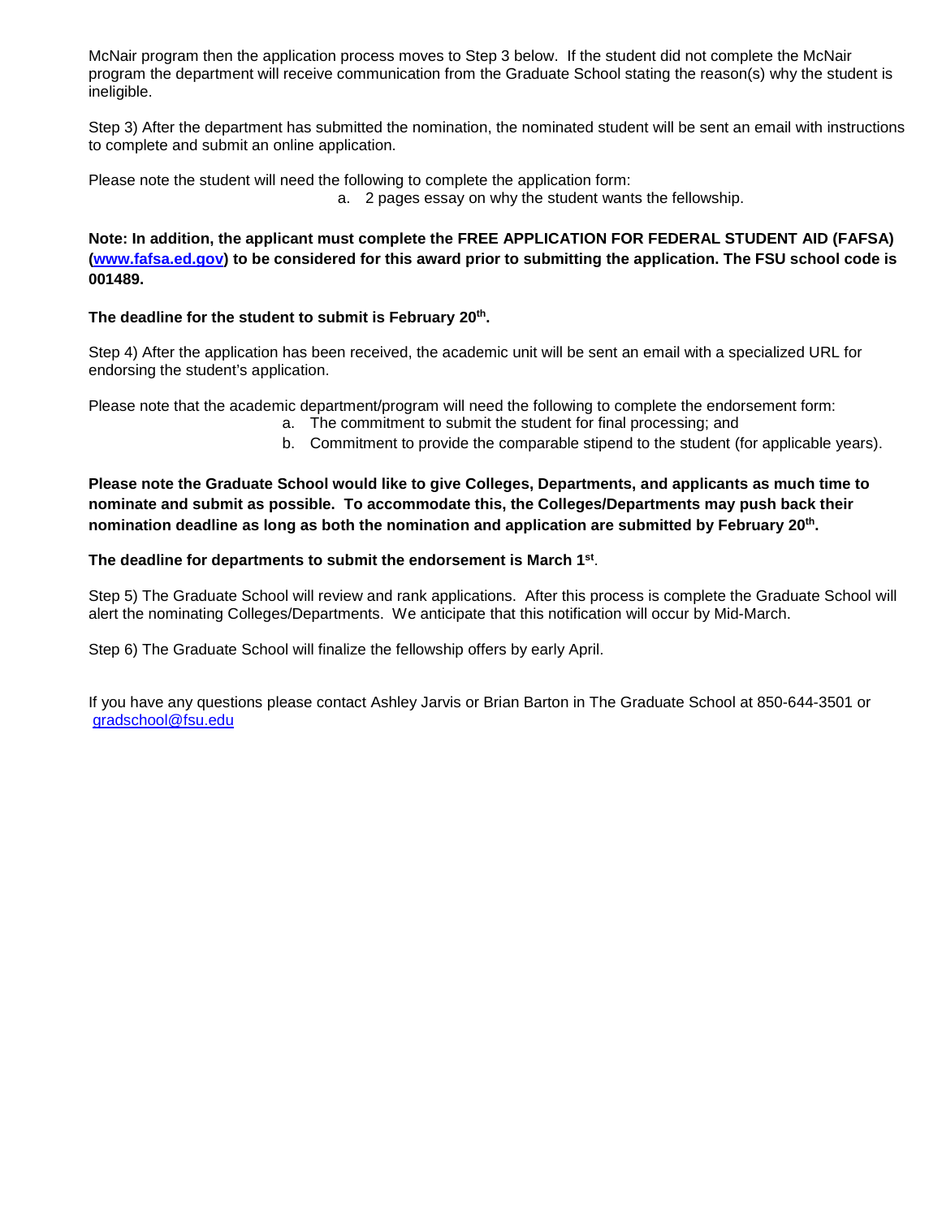McNair program then the application process moves to Step 3 below. If the student did not complete the McNair program the department will receive communication from the Graduate School stating the reason(s) why the student is ineligible.

Step 3) After the department has submitted the nomination, the nominated student will be sent an email with instructions to complete and submit an online application.

Please note the student will need the following to complete the application form:

a. 2 pages essay on why the student wants the fellowship.

**Note: In addition, the applicant must complete the FREE APPLICATION FOR FEDERAL STUDENT AID (FAFSA) ([www.fafsa.ed.gov](http://www.fafsa.ed.gov)) to be considered for this award prior to submitting the application. The FSU school code is 001489.**

**The deadline for the student to submit is February 20th.**

Step 4) After the application has been received, the academic unit will be sent an email with a specialized URL for endorsing the student's application.

Please note that the academic department/program will need the following to complete the endorsement form:

a. The commitment to submit the student for final processing; and
b. Commitment to provide the comparable stipend to the student (for applicable years).

**Please note the Graduate School would like to give Colleges, Departments, and applicants as much time to nominate and submit as possible. To accommodate this, the Colleges/Departments may push back their nomination deadline as long as both the nomination and application are submitted by February 20th.**

**The deadline for departments to submit the endorsement is March 1st.**

Step 5) The Graduate School will review and rank applications. After this process is complete the Graduate School will alert the nominating Colleges/Departments. We anticipate that this notification will occur by Mid-March.

Step 6) The Graduate School will finalize the fellowship offers by early April.

If you have any questions please contact Ashley Jarvis or Brian Barton in The Graduate School at 850-644-3501 or [gradschool@fsu.edu](mailto:gradschool@fsu.edu)